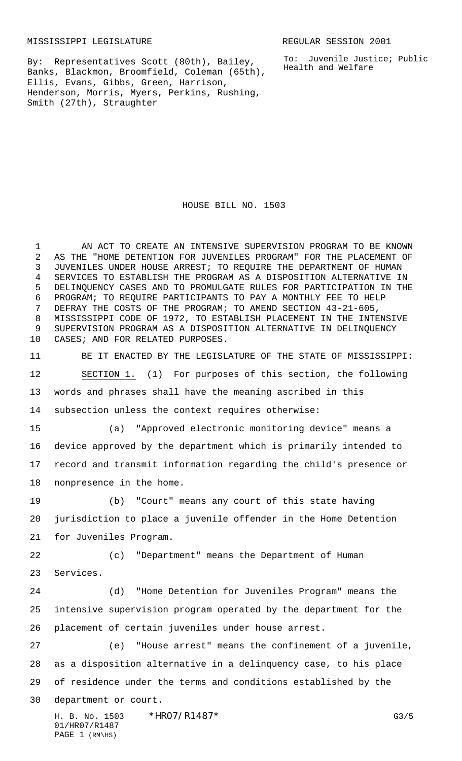MISSISSIPPI LEGISLATURE REGULAR SESSION 2001

By: Representatives Scott (80th), Bailey, Banks, Blackmon, Broomfield, Coleman (65th), Ellis, Evans, Gibbs, Green, Harrison, Henderson, Morris, Myers, Perkins, Rushing, Smith (27th), Straughter

To: Juvenile Justice; Public Health and Welfare

# HOUSE BILL NO. 1503

AN ACT TO CREATE AN INTENSIVE SUPERVISION PROGRAM TO BE KNOWN AS THE "HOME DETENTION FOR JUVENILES PROGRAM" FOR THE PLACEMENT OF JUVENILES UNDER HOUSE ARREST; TO REQUIRE THE DEPARTMENT OF HUMAN SERVICES TO ESTABLISH THE PROGRAM AS A DISPOSITION ALTERNATIVE IN DELINQUENCY CASES AND TO PROMULGATE RULES FOR PARTICIPATION IN THE PROGRAM; TO REQUIRE PARTICIPANTS TO PAY A MONTHLY FEE TO HELP DEFRAY THE COSTS OF THE PROGRAM; TO AMEND SECTION 43-21-605, MISSISSIPPI CODE OF 1972, TO ESTABLISH PLACEMENT IN THE INTENSIVE SUPERVISION PROGRAM AS A DISPOSITION ALTERNATIVE IN DELINQUENCY CASES; AND FOR RELATED PURPOSES.

BE IT ENACTED BY THE LEGISLATURE OF THE STATE OF MISSISSIPPI:

SECTION 1. (1) For purposes of this section, the following words and phrases shall have the meaning ascribed in this subsection unless the context requires otherwise:

(a) "Approved electronic monitoring device" means a device approved by the department which is primarily intended to record and transmit information regarding the child's presence or nonpresence in the home.

(b) "Court" means any court of this state having jurisdiction to place a juvenile offender in the Home Detention for Juveniles Program.

(c) "Department" means the Department of Human Services.

(d) "Home Detention for Juveniles Program" means the intensive supervision program operated by the department for the placement of certain juveniles under house arrest.

(e) "House arrest" means the confinement of a juvenile, as a disposition alternative in a delinquency case, to his place of residence under the terms and conditions established by the department or court.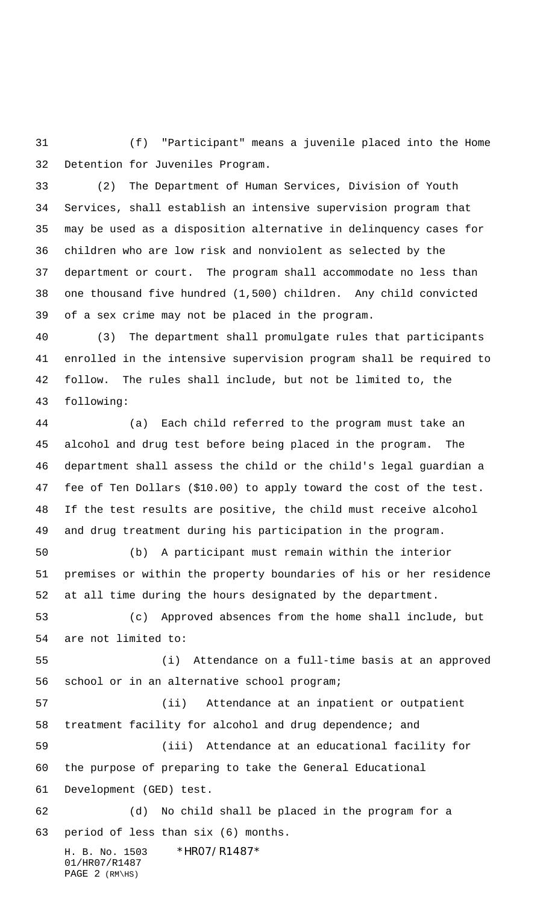(f) "Participant" means a juvenile placed into the Home Detention for Juveniles Program.

(2) The Department of Human Services, Division of Youth Services, shall establish an intensive supervision program that may be used as a disposition alternative in delinquency cases for children who are low risk and nonviolent as selected by the department or court. The program shall accommodate no less than one thousand five hundred (1,500) children. Any child convicted of a sex crime may not be placed in the program.

(3) The department shall promulgate rules that participants enrolled in the intensive supervision program shall be required to follow. The rules shall include, but not be limited to, the following:

(a) Each child referred to the program must take an alcohol and drug test before being placed in the program. The department shall assess the child or the child's legal guardian a fee of Ten Dollars ($10.00) to apply toward the cost of the test. If the test results are positive, the child must receive alcohol and drug treatment during his participation in the program.

(b) A participant must remain within the interior premises or within the property boundaries of his or her residence at all time during the hours designated by the department.

(c) Approved absences from the home shall include, but are not limited to:

(i) Attendance on a full-time basis at an approved school or in an alternative school program;

(ii) Attendance at an inpatient or outpatient treatment facility for alcohol and drug dependence; and

(iii) Attendance at an educational facility for the purpose of preparing to take the General Educational Development (GED) test.

(d) No child shall be placed in the program for a period of less than six (6) months.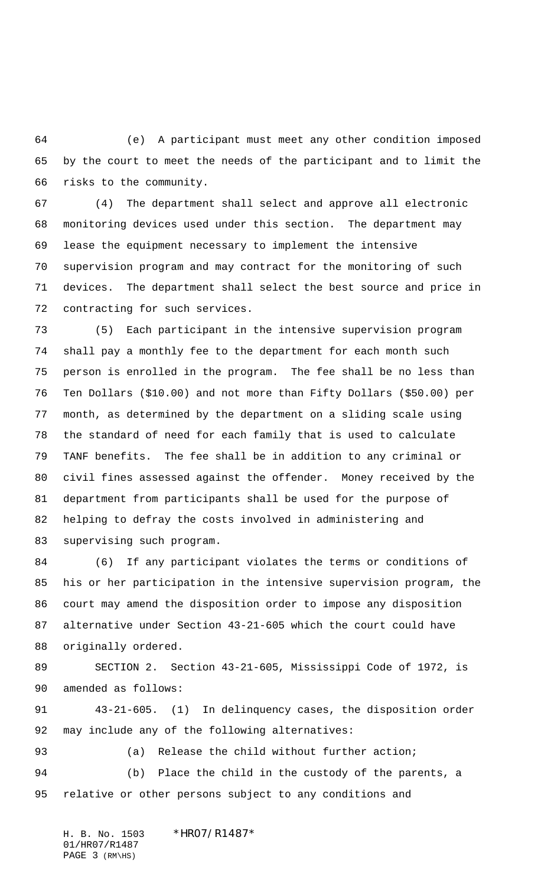(e) A participant must meet any other condition imposed by the court to meet the needs of the participant and to limit the risks to the community.

(4) The department shall select and approve all electronic monitoring devices used under this section. The department may lease the equipment necessary to implement the intensive supervision program and may contract for the monitoring of such devices. The department shall select the best source and price in contracting for such services.

(5) Each participant in the intensive supervision program shall pay a monthly fee to the department for each month such person is enrolled in the program. The fee shall be no less than Ten Dollars ($10.00) and not more than Fifty Dollars ($50.00) per month, as determined by the department on a sliding scale using the standard of need for each family that is used to calculate TANF benefits. The fee shall be in addition to any criminal or civil fines assessed against the offender. Money received by the department from participants shall be used for the purpose of helping to defray the costs involved in administering and supervising such program.

(6) If any participant violates the terms or conditions of his or her participation in the intensive supervision program, the court may amend the disposition order to impose any disposition alternative under Section 43-21-605 which the court could have originally ordered.

SECTION 2. Section 43-21-605, Mississippi Code of 1972, is amended as follows:

43-21-605. (1) In delinquency cases, the disposition order may include any of the following alternatives:

(a) Release the child without further action;

(b) Place the child in the custody of the parents, a relative or other persons subject to any conditions and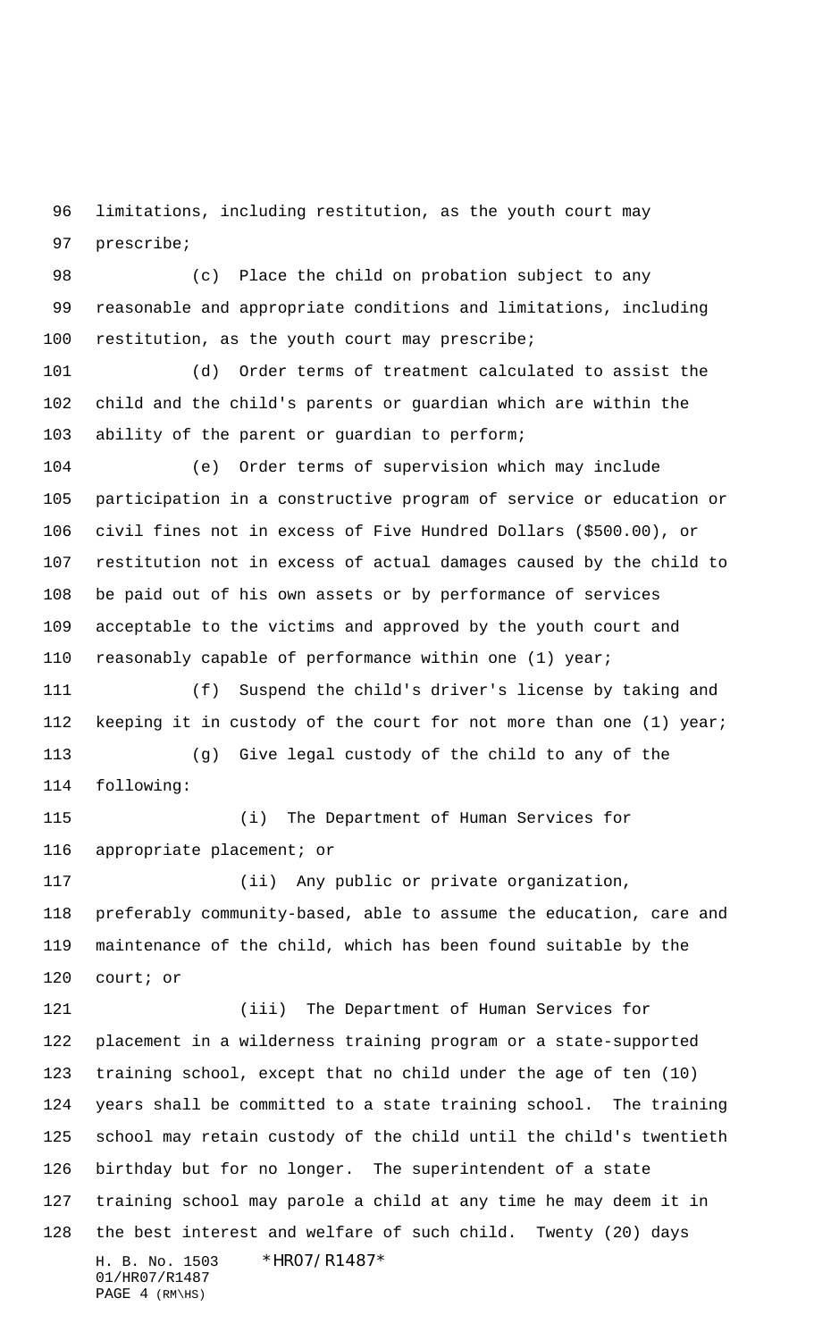limitations, including restitution, as the youth court may prescribe;

(c) Place the child on probation subject to any reasonable and appropriate conditions and limitations, including restitution, as the youth court may prescribe;

(d) Order terms of treatment calculated to assist the child and the child's parents or guardian which are within the ability of the parent or guardian to perform;

(e) Order terms of supervision which may include participation in a constructive program of service or education or civil fines not in excess of Five Hundred Dollars ($500.00), or restitution not in excess of actual damages caused by the child to be paid out of his own assets or by performance of services acceptable to the victims and approved by the youth court and reasonably capable of performance within one (1) year;

(f) Suspend the child's driver's license by taking and keeping it in custody of the court for not more than one (1) year;

(g) Give legal custody of the child to any of the following:

(i) The Department of Human Services for appropriate placement; or

(ii) Any public or private organization, preferably community-based, able to assume the education, care and maintenance of the child, which has been found suitable by the court; or

(iii) The Department of Human Services for placement in a wilderness training program or a state-supported training school, except that no child under the age of ten (10) years shall be committed to a state training school. The training school may retain custody of the child until the child's twentieth birthday but for no longer. The superintendent of a state training school may parole a child at any time he may deem it in the best interest and welfare of such child. Twenty (20) days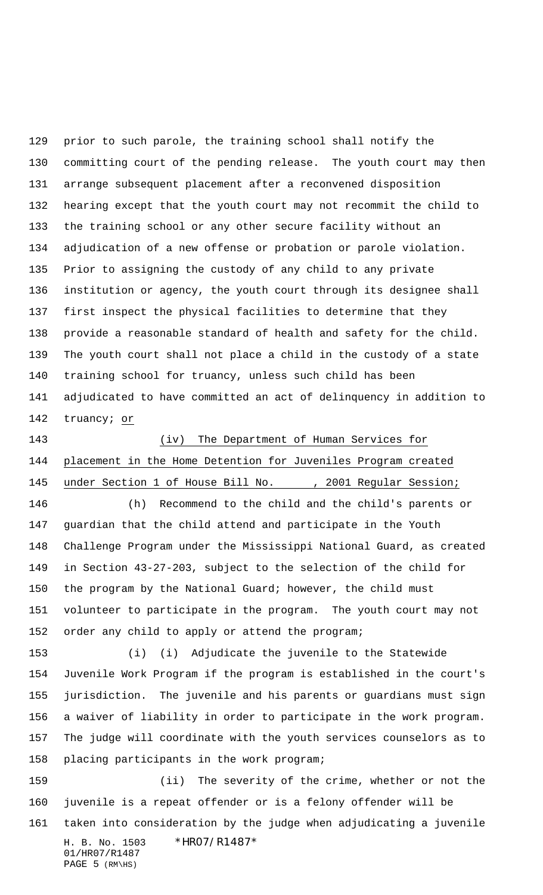prior to such parole, the training school shall notify the committing court of the pending release. The youth court may then arrange subsequent placement after a reconvened disposition hearing except that the youth court may not recommit the child to the training school or any other secure facility without an adjudication of a new offense or probation or parole violation. Prior to assigning the custody of any child to any private institution or agency, the youth court through its designee shall first inspect the physical facilities to determine that they provide a reasonable standard of health and safety for the child. The youth court shall not place a child in the custody of a state training school for truancy, unless such child has been adjudicated to have committed an act of delinquency in addition to truancy; or

(iv) The Department of Human Services for placement in the Home Detention for Juveniles Program created under Section 1 of House Bill No. \_\_\_\_\_, 2001 Regular Session;

(h) Recommend to the child and the child's parents or guardian that the child attend and participate in the Youth Challenge Program under the Mississippi National Guard, as created in Section 43-27-203, subject to the selection of the child for the program by the National Guard; however, the child must volunteer to participate in the program. The youth court may not order any child to apply or attend the program;

(i) (i) Adjudicate the juvenile to the Statewide Juvenile Work Program if the program is established in the court's jurisdiction. The juvenile and his parents or guardians must sign a waiver of liability in order to participate in the work program. The judge will coordinate with the youth services counselors as to placing participants in the work program;

(ii) The severity of the crime, whether or not the juvenile is a repeat offender or is a felony offender will be taken into consideration by the judge when adjudicating a juvenile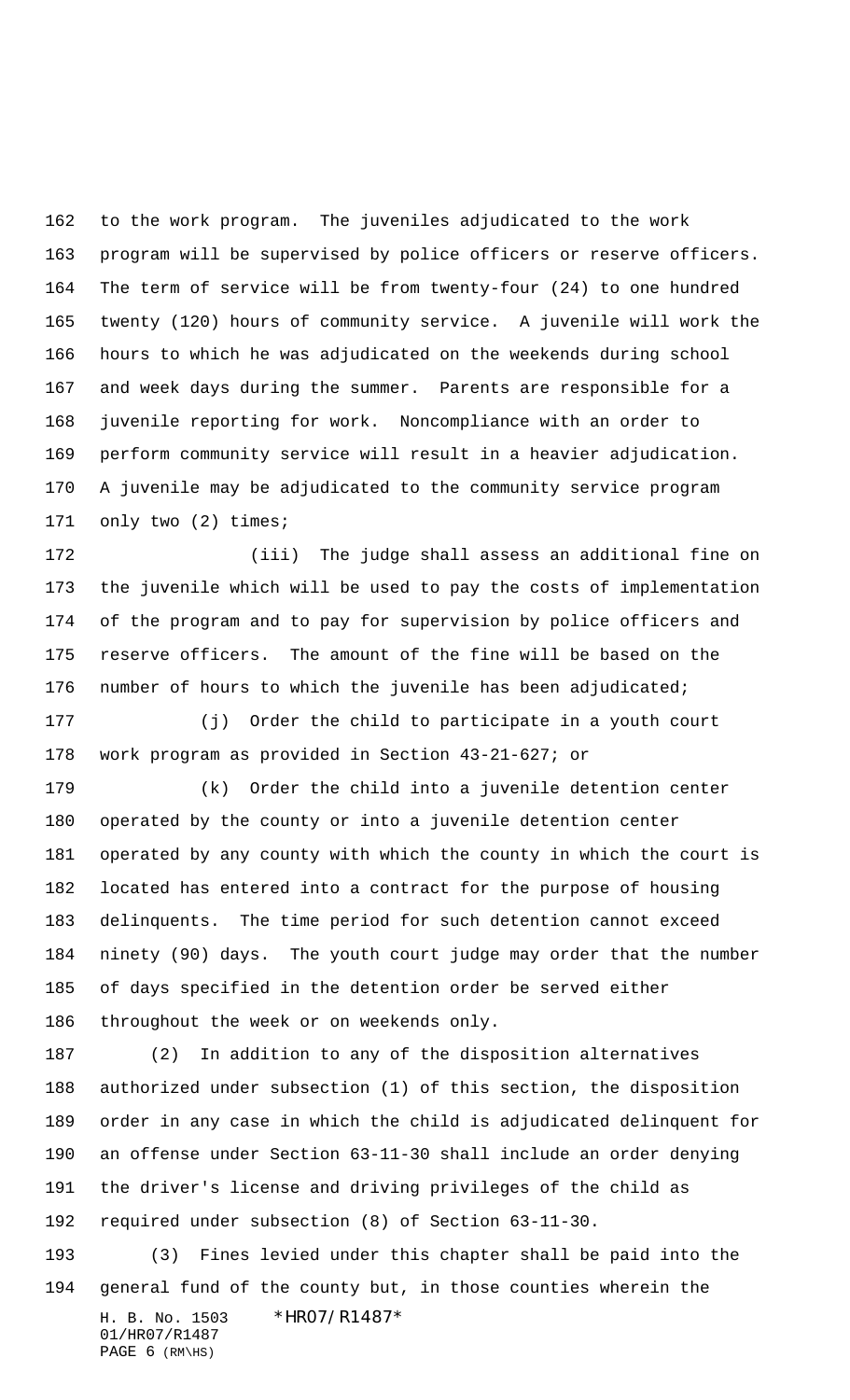to the work program. The juveniles adjudicated to the work program will be supervised by police officers or reserve officers. The term of service will be from twenty-four (24) to one hundred twenty (120) hours of community service. A juvenile will work the hours to which he was adjudicated on the weekends during school and week days during the summer. Parents are responsible for a juvenile reporting for work. Noncompliance with an order to perform community service will result in a heavier adjudication. A juvenile may be adjudicated to the community service program only two (2) times;

(iii) The judge shall assess an additional fine on the juvenile which will be used to pay the costs of implementation of the program and to pay for supervision by police officers and reserve officers. The amount of the fine will be based on the number of hours to which the juvenile has been adjudicated;

(j) Order the child to participate in a youth court work program as provided in Section 43-21-627; or

(k) Order the child into a juvenile detention center operated by the county or into a juvenile detention center operated by any county with which the county in which the court is located has entered into a contract for the purpose of housing delinquents. The time period for such detention cannot exceed ninety (90) days. The youth court judge may order that the number of days specified in the detention order be served either throughout the week or on weekends only.

(2) In addition to any of the disposition alternatives authorized under subsection (1) of this section, the disposition order in any case in which the child is adjudicated delinquent for an offense under Section 63-11-30 shall include an order denying the driver's license and driving privileges of the child as required under subsection (8) of Section 63-11-30.

(3) Fines levied under this chapter shall be paid into the general fund of the county but, in those counties wherein the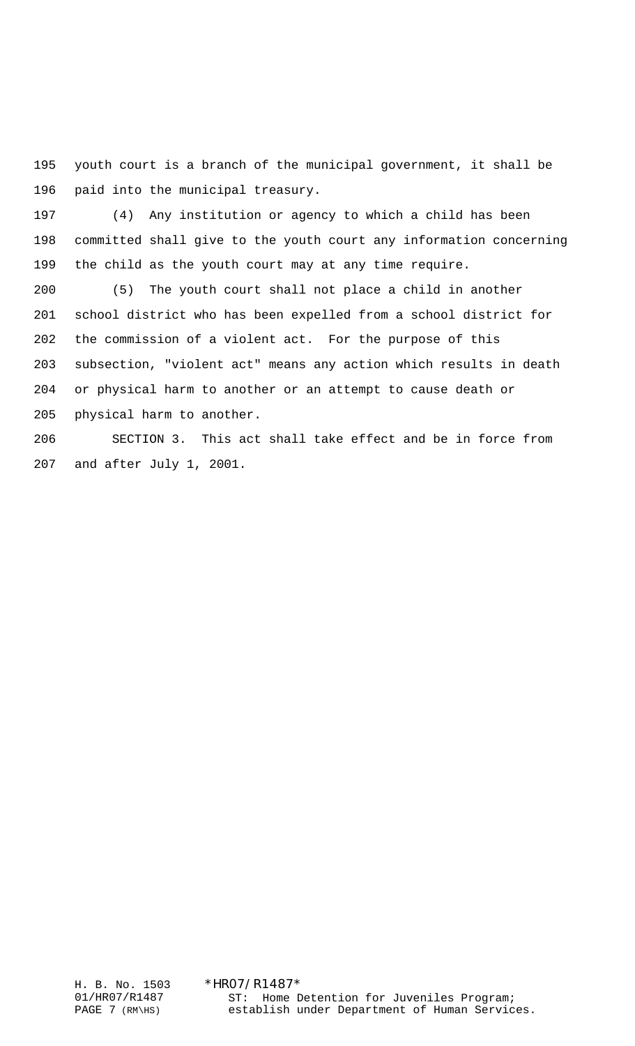youth court is a branch of the municipal government, it shall be paid into the municipal treasury.

(4) Any institution or agency to which a child has been committed shall give to the youth court any information concerning the child as the youth court may at any time require.

(5) The youth court shall not place a child in another school district who has been expelled from a school district for the commission of a violent act. For the purpose of this subsection, "violent act" means any action which results in death or physical harm to another or an attempt to cause death or physical harm to another.

SECTION 3. This act shall take effect and be in force from and after July 1, 2001.